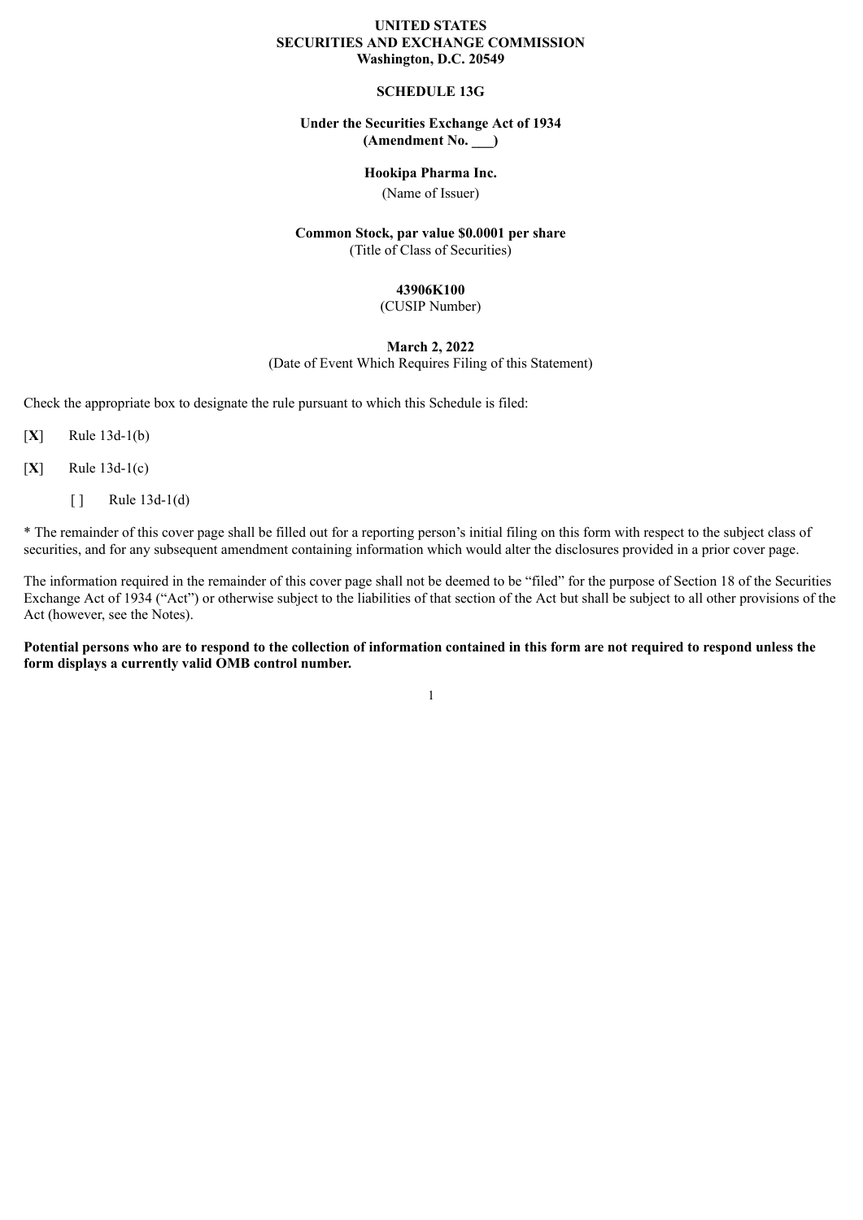**UNITED STATES**
**SECURITIES AND EXCHANGE COMMISSION**
**Washington, D.C. 20549**

**SCHEDULE 13G**

**Under the Securities Exchange Act of 1934**
**(Amendment No. ___)**

**Hookipa Pharma Inc.**
(Name of Issuer)

**Common Stock, par value $0.0001 per share**
(Title of Class of Securities)

**43906K100**
(CUSIP Number)

**March 2, 2022**
(Date of Event Which Requires Filing of this Statement)

Check the appropriate box to designate the rule pursuant to which this Schedule is filed:

[**X**] Rule 13d-1(b)

[**X**] Rule 13d-1(c)

[ ] Rule 13d-1(d)

* The remainder of this cover page shall be filled out for a reporting person's initial filing on this form with respect to the subject class of securities, and for any subsequent amendment containing information which would alter the disclosures provided in a prior cover page.

The information required in the remainder of this cover page shall not be deemed to be "filed" for the purpose of Section 18 of the Securities Exchange Act of 1934 ("Act") or otherwise subject to the liabilities of that section of the Act but shall be subject to all other provisions of the Act (however, see the Notes).

**Potential persons who are to respond to the collection of information contained in this form are not required to respond unless the form displays a currently valid OMB control number.**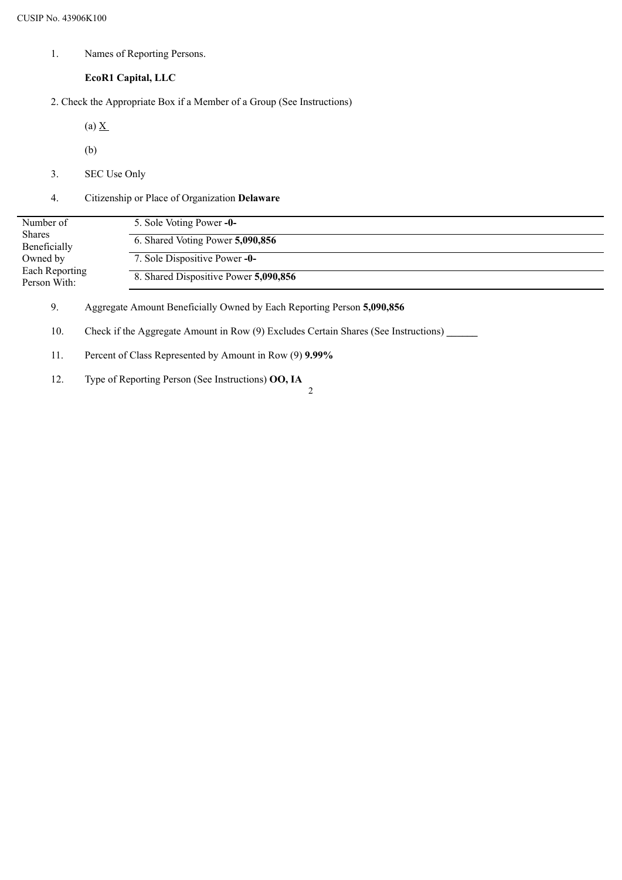CUSIP No. 43906K100

1. Names of Reporting Persons.

   **EcoR1 Capital, LLC**

2. Check the Appropriate Box if a Member of a Group (See Instructions)

   (a) X

   (b)

3. SEC Use Only

4. Citizenship or Place of Organization **Delaware**

| Number of Shares Beneficially Owned by Each Reporting Person With: | |
|---|---|
| | 5. Sole Voting Power **-0-** |
| | 6. Shared Voting Power **5,090,856** |
| | 7. Sole Dispositive Power **-0-** |
| | 8. Shared Dispositive Power **5,090,856** |

9. Aggregate Amount Beneficially Owned by Each Reporting Person **5,090,856**

10. Check if the Aggregate Amount in Row (9) Excludes Certain Shares (See Instructions) ______

11. Percent of Class Represented by Amount in Row (9) **9.99%**

12. Type of Reporting Person (See Instructions) **OO, IA**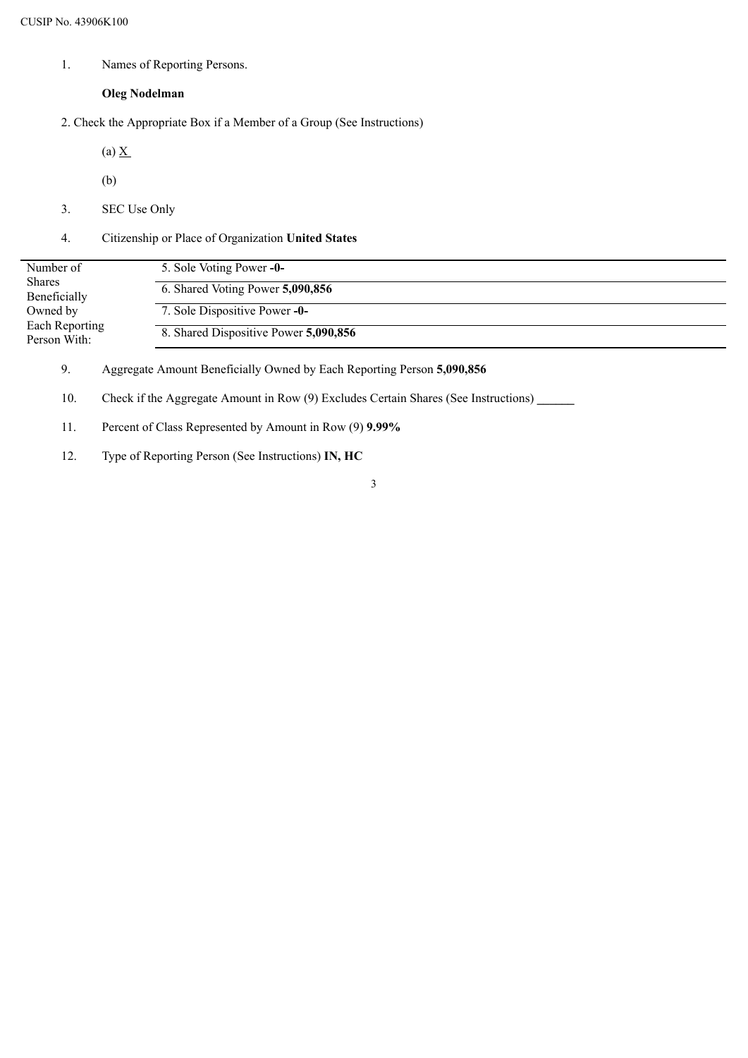CUSIP No. 43906K100

1. Names of Reporting Persons.

   **Oleg Nodelman**

2. Check the Appropriate Box if a Member of a Group (See Instructions)

   (a) X

   (b)

3. SEC Use Only

4. Citizenship or Place of Organization **United States**

| Number of Shares Beneficially Owned by Each Reporting Person With: | |
|---|---|
| | 5. Sole Voting Power **-0-** |
| | 6. Shared Voting Power **5,090,856** |
| | 7. Sole Dispositive Power **-0-** |
| | 8. Shared Dispositive Power **5,090,856** |

9. Aggregate Amount Beneficially Owned by Each Reporting Person **5,090,856**

10. Check if the Aggregate Amount in Row (9) Excludes Certain Shares (See Instructions) ______

11. Percent of Class Represented by Amount in Row (9) **9.99%**

12. Type of Reporting Person (See Instructions) **IN, HC**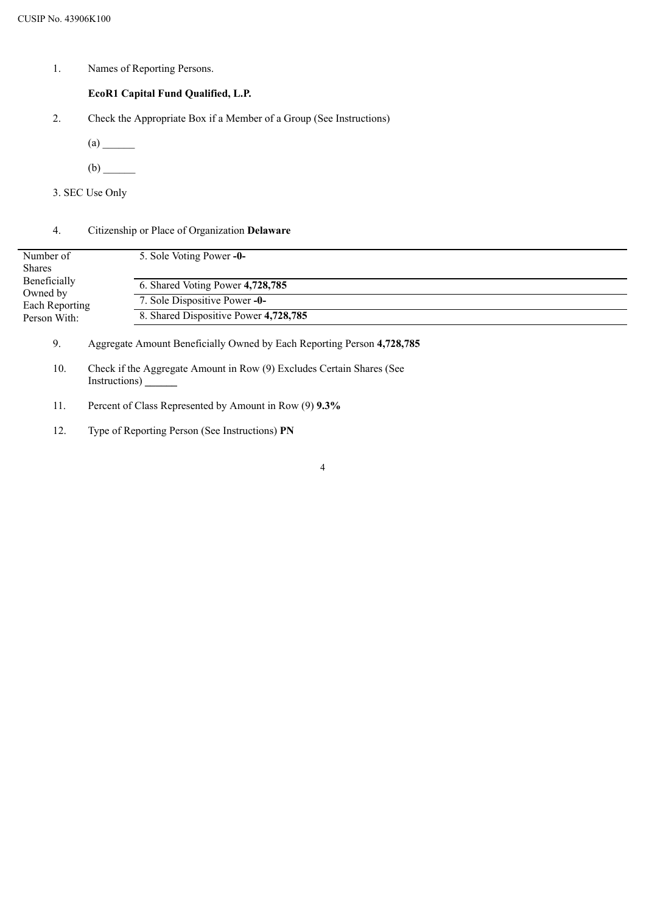CUSIP No. 43906K100

1. Names of Reporting Persons.

   **EcoR1 Capital Fund Qualified, L.P.**

2. Check the Appropriate Box if a Member of a Group (See Instructions)

   (a) ______

   (b) ______

3. SEC Use Only

4. Citizenship or Place of Organization **Delaware**

| Number of Shares Beneficially Owned by Each Reporting Person With: | |
|---|---|
| | 5. Sole Voting Power **-0-** |
| | 6. Shared Voting Power **4,728,785** |
| | 7. Sole Dispositive Power **-0-** |
| | 8. Shared Dispositive Power **4,728,785** |

9. Aggregate Amount Beneficially Owned by Each Reporting Person **4,728,785**

10. Check if the Aggregate Amount in Row (9) Excludes Certain Shares (See Instructions) ______

11. Percent of Class Represented by Amount in Row (9) **9.3%**

12. Type of Reporting Person (See Instructions) **PN**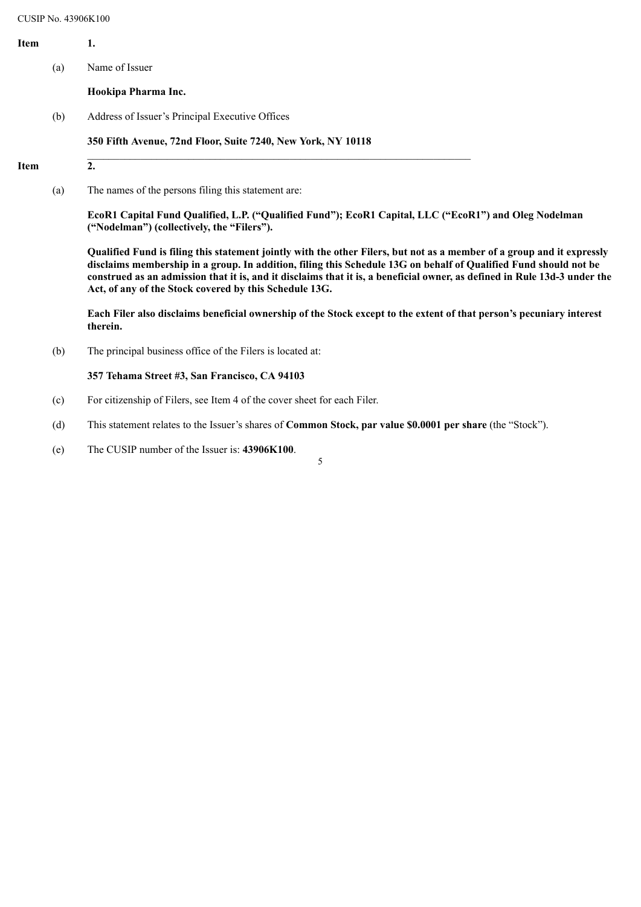CUSIP No. 43906K100

**Item 1.**

(a) Name of Issuer

**Hookipa Pharma Inc.**

(b) Address of Issuer's Principal Executive Offices

**350 Fifth Avenue, 72nd Floor, Suite 7240, New York, NY 10118**

**Item 2.**

(a) The names of the persons filing this statement are:

**EcoR1 Capital Fund Qualified, L.P. ("Qualified Fund"); EcoR1 Capital, LLC ("EcoR1") and Oleg Nodelman ("Nodelman") (collectively, the "Filers").**

**Qualified Fund is filing this statement jointly with the other Filers, but not as a member of a group and it expressly disclaims membership in a group. In addition, filing this Schedule 13G on behalf of Qualified Fund should not be construed as an admission that it is, and it disclaims that it is, a beneficial owner, as defined in Rule 13d-3 under the Act, of any of the Stock covered by this Schedule 13G.**

**Each Filer also disclaims beneficial ownership of the Stock except to the extent of that person's pecuniary interest therein.**

(b) The principal business office of the Filers is located at:

**357 Tehama Street #3, San Francisco, CA 94103**

(c) For citizenship of Filers, see Item 4 of the cover sheet for each Filer.

(d) This statement relates to the Issuer's shares of **Common Stock, par value $0.0001 per share** (the "Stock").

(e) The CUSIP number of the Issuer is: **43906K100**.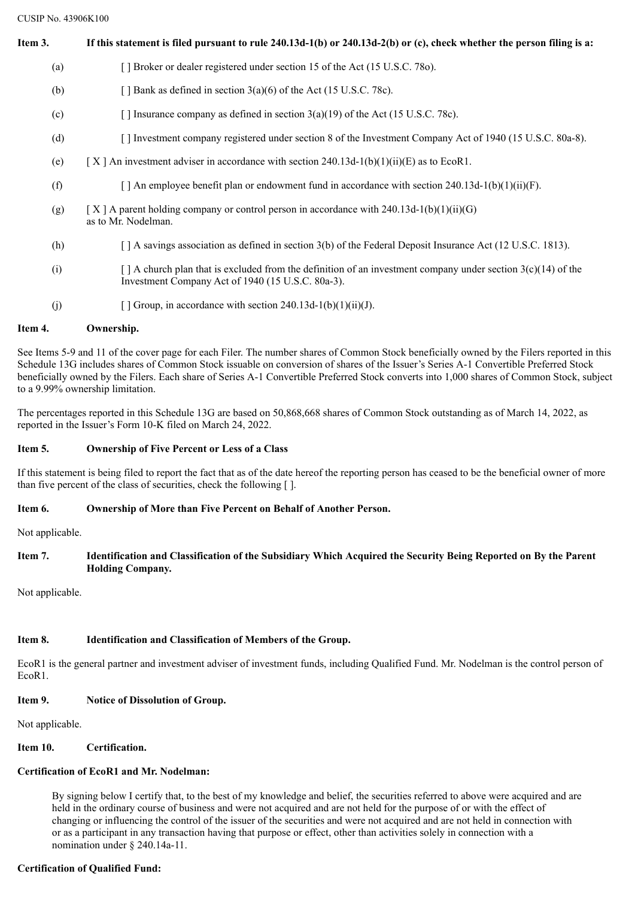CUSIP No. 43906K100

**Item 3. If this statement is filed pursuant to rule 240.13d-1(b) or 240.13d-2(b) or (c), check whether the person filing is a:**

(a) [ ] Broker or dealer registered under section 15 of the Act (15 U.S.C. 78o).

(b) [ ] Bank as defined in section 3(a)(6) of the Act (15 U.S.C. 78c).

(c) [ ] Insurance company as defined in section 3(a)(19) of the Act (15 U.S.C. 78c).

(d) [ ] Investment company registered under section 8 of the Investment Company Act of 1940 (15 U.S.C. 80a-8).

(e) [ X ] An investment adviser in accordance with section 240.13d-1(b)(1)(ii)(E) as to EcoR1.

(f) [ ] An employee benefit plan or endowment fund in accordance with section 240.13d-1(b)(1)(ii)(F).

(g) [ X ] A parent holding company or control person in accordance with 240.13d-1(b)(1)(ii)(G) as to Mr. Nodelman.

(h) [ ] A savings association as defined in section 3(b) of the Federal Deposit Insurance Act (12 U.S.C. 1813).

(i) [ ] A church plan that is excluded from the definition of an investment company under section 3(c)(14) of the Investment Company Act of 1940 (15 U.S.C. 80a-3).

(j) [ ] Group, in accordance with section 240.13d-1(b)(1)(ii)(J).

**Item 4. Ownership.**

See Items 5-9 and 11 of the cover page for each Filer. The number shares of Common Stock beneficially owned by the Filers reported in this Schedule 13G includes shares of Common Stock issuable on conversion of shares of the Issuer's Series A-1 Convertible Preferred Stock beneficially owned by the Filers. Each share of Series A-1 Convertible Preferred Stock converts into 1,000 shares of Common Stock, subject to a 9.99% ownership limitation.

The percentages reported in this Schedule 13G are based on 50,868,668 shares of Common Stock outstanding as of March 14, 2022, as reported in the Issuer's Form 10-K filed on March 24, 2022.

**Item 5. Ownership of Five Percent or Less of a Class**

If this statement is being filed to report the fact that as of the date hereof the reporting person has ceased to be the beneficial owner of more than five percent of the class of securities, check the following [ ].

**Item 6. Ownership of More than Five Percent on Behalf of Another Person.**

Not applicable.

**Item 7. Identification and Classification of the Subsidiary Which Acquired the Security Being Reported on By the Parent Holding Company.**

Not applicable.

**Item 8. Identification and Classification of Members of the Group.**

EcoR1 is the general partner and investment adviser of investment funds, including Qualified Fund. Mr. Nodelman is the control person of EcoR1.

**Item 9. Notice of Dissolution of Group.**

Not applicable.

**Item 10. Certification.**

**Certification of EcoR1 and Mr. Nodelman:**

By signing below I certify that, to the best of my knowledge and belief, the securities referred to above were acquired and are held in the ordinary course of business and were not acquired and are not held for the purpose of or with the effect of changing or influencing the control of the issuer of the securities and were not acquired and are not held in connection with or as a participant in any transaction having that purpose or effect, other than activities solely in connection with a nomination under § 240.14a-11.

**Certification of Qualified Fund:**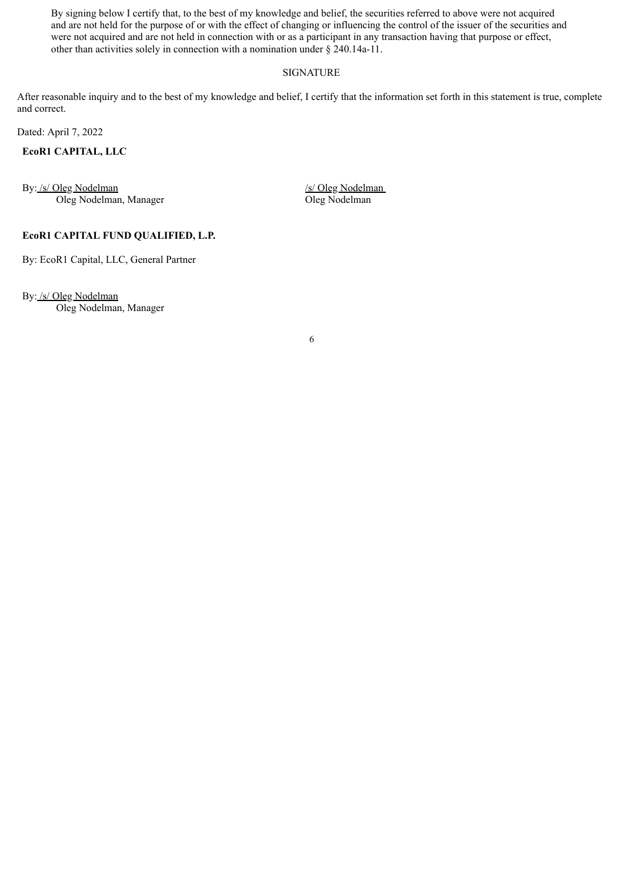By signing below I certify that, to the best of my knowledge and belief, the securities referred to above were not acquired and are not held for the purpose of or with the effect of changing or influencing the control of the issuer of the securities and were not acquired and are not held in connection with or as a participant in any transaction having that purpose or effect, other than activities solely in connection with a nomination under § 240.14a-11.

SIGNATURE

After reasonable inquiry and to the best of my knowledge and belief, I certify that the information set forth in this statement is true, complete and correct.

Dated: April 7, 2022

**EcoR1 CAPITAL, LLC**

By: /s/ Oleg Nodelman
Oleg Nodelman, Manager

/s/ Oleg Nodelman
Oleg Nodelman

**EcoR1 CAPITAL FUND QUALIFIED, L.P.**

By: EcoR1 Capital, LLC, General Partner

By: /s/ Oleg Nodelman
Oleg Nodelman, Manager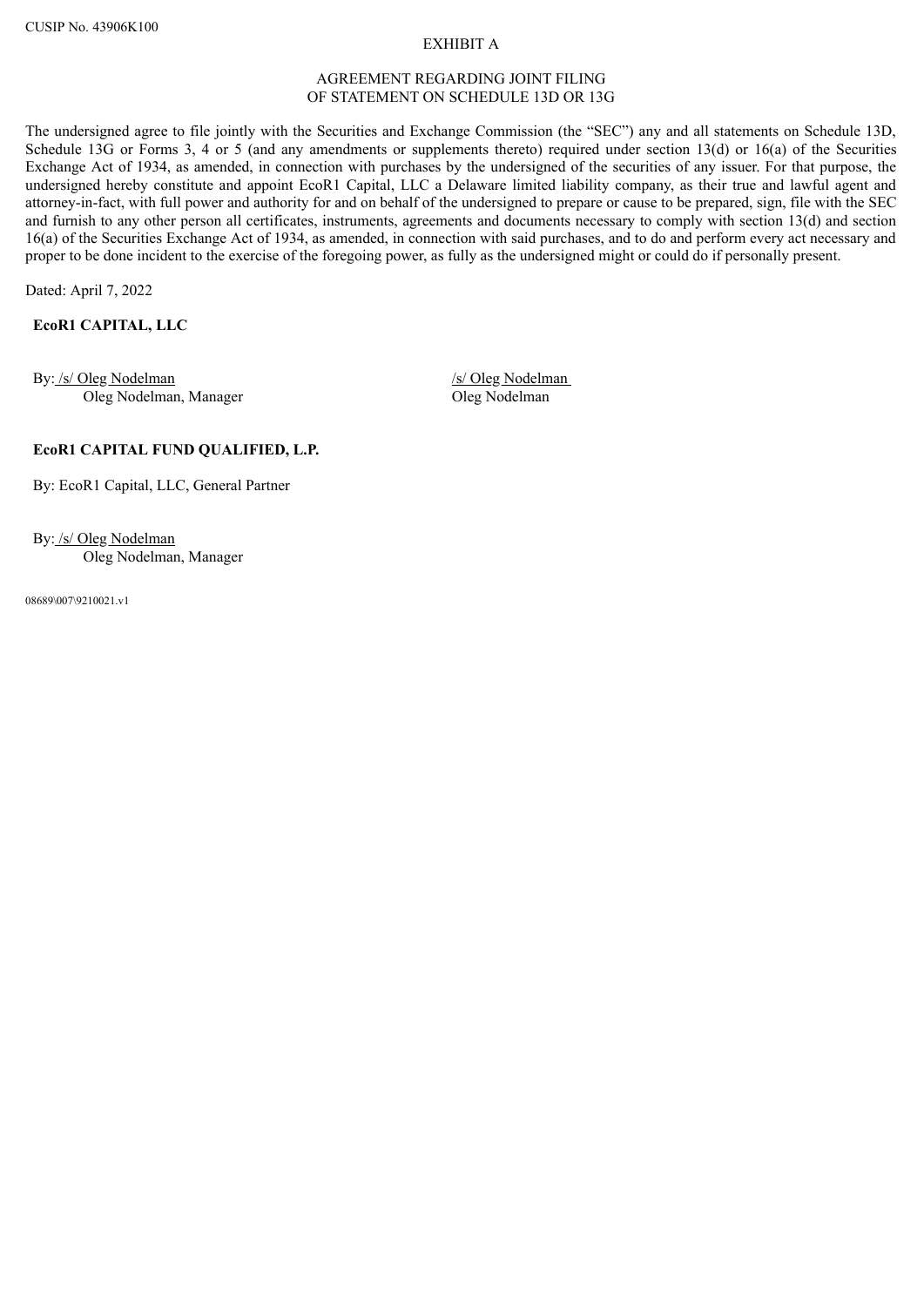CUSIP No. 43906K100

EXHIBIT A

AGREEMENT REGARDING JOINT FILING
OF STATEMENT ON SCHEDULE 13D OR 13G

The undersigned agree to file jointly with the Securities and Exchange Commission (the "SEC") any and all statements on Schedule 13D, Schedule 13G or Forms 3, 4 or 5 (and any amendments or supplements thereto) required under section 13(d) or 16(a) of the Securities Exchange Act of 1934, as amended, in connection with purchases by the undersigned of the securities of any issuer. For that purpose, the undersigned hereby constitute and appoint EcoR1 Capital, LLC a Delaware limited liability company, as their true and lawful agent and attorney-in-fact, with full power and authority for and on behalf of the undersigned to prepare or cause to be prepared, sign, file with the SEC and furnish to any other person all certificates, instruments, agreements and documents necessary to comply with section 13(d) and section 16(a) of the Securities Exchange Act of 1934, as amended, in connection with said purchases, and to do and perform every act necessary and proper to be done incident to the exercise of the foregoing power, as fully as the undersigned might or could do if personally present.

Dated: April 7, 2022

**EcoR1 CAPITAL, LLC**

By: /s/ Oleg Nodelman
Oleg Nodelman, Manager

/s/ Oleg Nodelman
Oleg Nodelman

**EcoR1 CAPITAL FUND QUALIFIED, L.P.**

By: EcoR1 Capital, LLC, General Partner

By: /s/ Oleg Nodelman
Oleg Nodelman, Manager

08689\007\9210021.v1